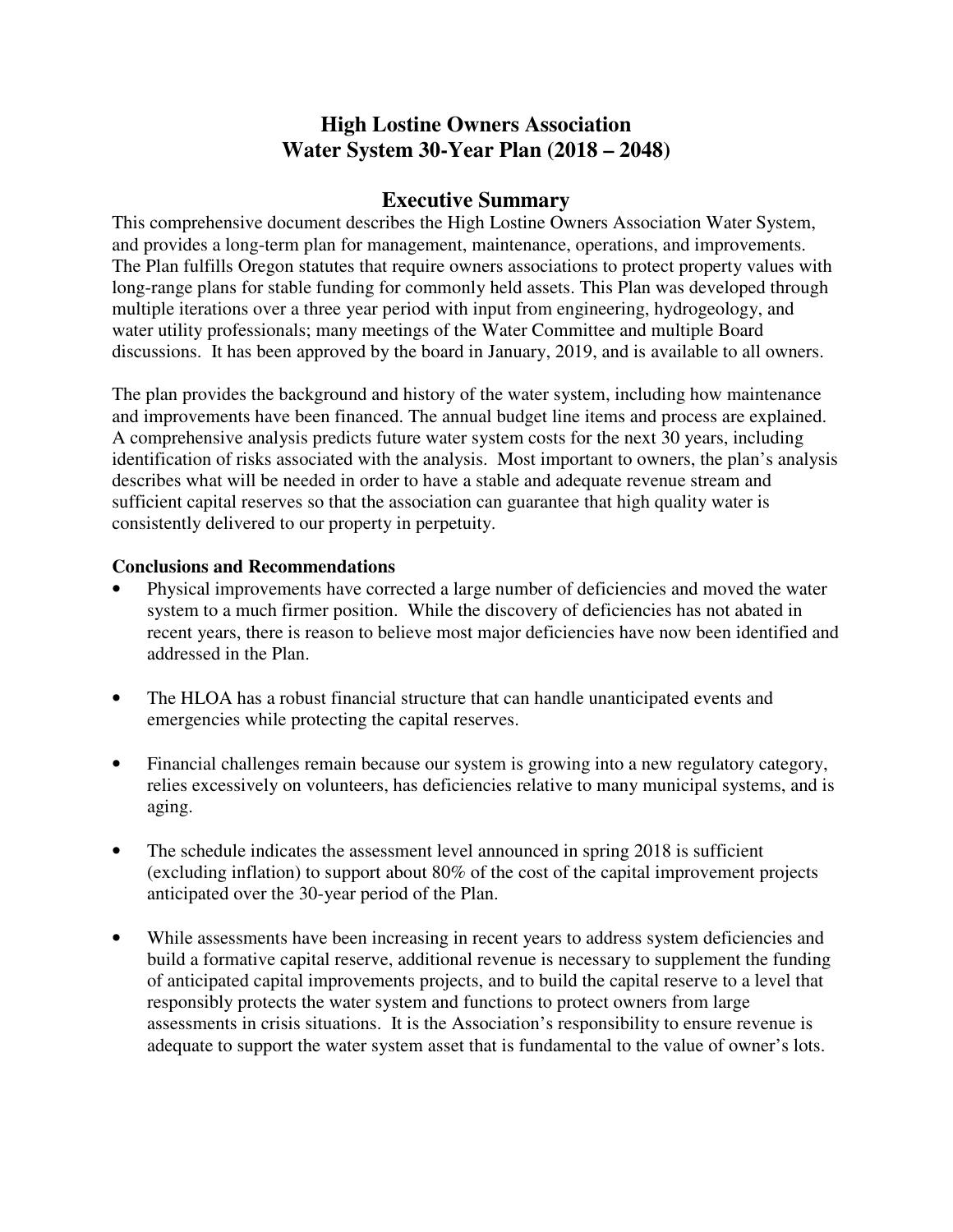# High Lostine Owners Association
# Water System 30-Year Plan (2018 – 2048)

## Executive Summary

This comprehensive document describes the High Lostine Owners Association Water System, and provides a long-term plan for management, maintenance, operations, and improvements. The Plan fulfills Oregon statutes that require owners associations to protect property values with long-range plans for stable funding for commonly held assets. This Plan was developed through multiple iterations over a three year period with input from engineering, hydrogeology, and water utility professionals; many meetings of the Water Committee and multiple Board discussions. It has been approved by the board in January, 2019, and is available to all owners.

The plan provides the background and history of the water system, including how maintenance and improvements have been financed. The annual budget line items and process are explained. A comprehensive analysis predicts future water system costs for the next 30 years, including identification of risks associated with the analysis. Most important to owners, the plan's analysis describes what will be needed in order to have a stable and adequate revenue stream and sufficient capital reserves so that the association can guarantee that high quality water is consistently delivered to our property in perpetuity.

**Conclusions and Recommendations**

- Physical improvements have corrected a large number of deficiencies and moved the water system to a much firmer position. While the discovery of deficiencies has not abated in recent years, there is reason to believe most major deficiencies have now been identified and addressed in the Plan.

- The HLOA has a robust financial structure that can handle unanticipated events and emergencies while protecting the capital reserves.

- Financial challenges remain because our system is growing into a new regulatory category, relies excessively on volunteers, has deficiencies relative to many municipal systems, and is aging.

- The schedule indicates the assessment level announced in spring 2018 is sufficient (excluding inflation) to support about 80% of the cost of the capital improvement projects anticipated over the 30-year period of the Plan.

- While assessments have been increasing in recent years to address system deficiencies and build a formative capital reserve, additional revenue is necessary to supplement the funding of anticipated capital improvements projects, and to build the capital reserve to a level that responsibly protects the water system and functions to protect owners from large assessments in crisis situations. It is the Association's responsibility to ensure revenue is adequate to support the water system asset that is fundamental to the value of owner's lots.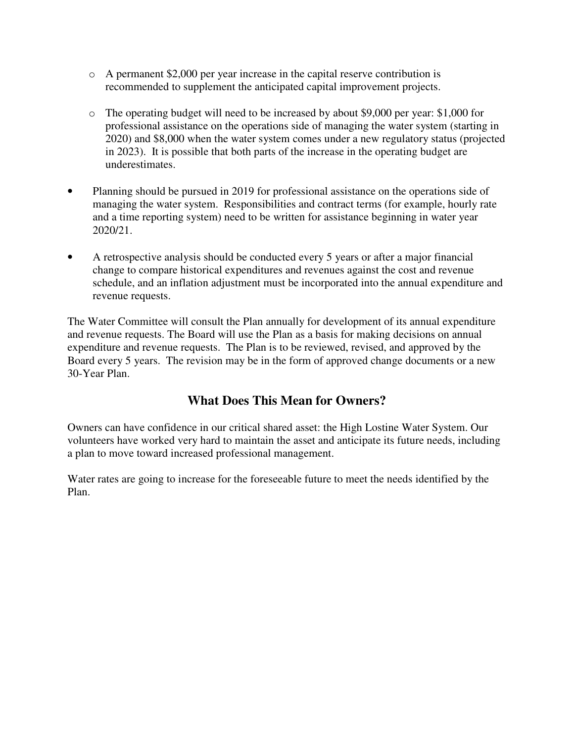- A permanent $2,000 per year increase in the capital reserve contribution is recommended to supplement the anticipated capital improvement projects.

  - The operating budget will need to be increased by about $9,000 per year: $1,000 for professional assistance on the operations side of managing the water system (starting in 2020) and $8,000 when the water system comes under a new regulatory status (projected in 2023). It is possible that both parts of the increase in the operating budget are underestimates.

- Planning should be pursued in 2019 for professional assistance on the operations side of managing the water system. Responsibilities and contract terms (for example, hourly rate and a time reporting system) need to be written for assistance beginning in water year 2020/21.

- A retrospective analysis should be conducted every 5 years or after a major financial change to compare historical expenditures and revenues against the cost and revenue schedule, and an inflation adjustment must be incorporated into the annual expenditure and revenue requests.

The Water Committee will consult the Plan annually for development of its annual expenditure and revenue requests. The Board will use the Plan as a basis for making decisions on annual expenditure and revenue requests. The Plan is to be reviewed, revised, and approved by the Board every 5 years. The revision may be in the form of approved change documents or a new 30-Year Plan.

## What Does This Mean for Owners?

Owners can have confidence in our critical shared asset: the High Lostine Water System. Our volunteers have worked very hard to maintain the asset and anticipate its future needs, including a plan to move toward increased professional management.

Water rates are going to increase for the foreseeable future to meet the needs identified by the Plan.